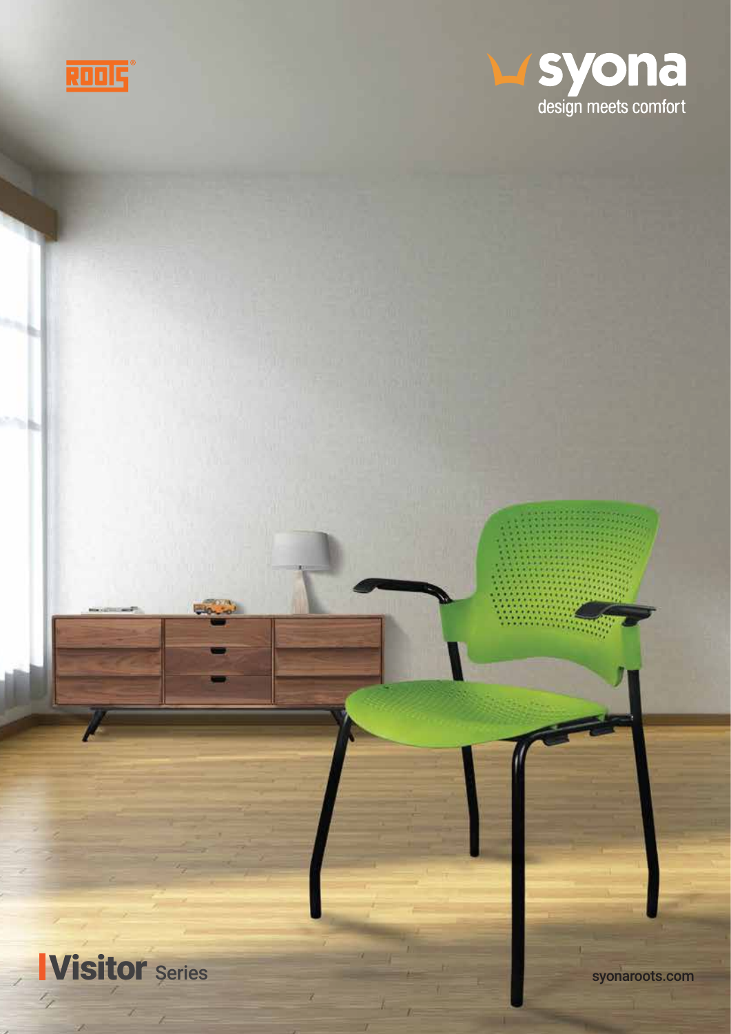ROOTS®

syona

design meets comfort

# Visitor Series

syonaroots.com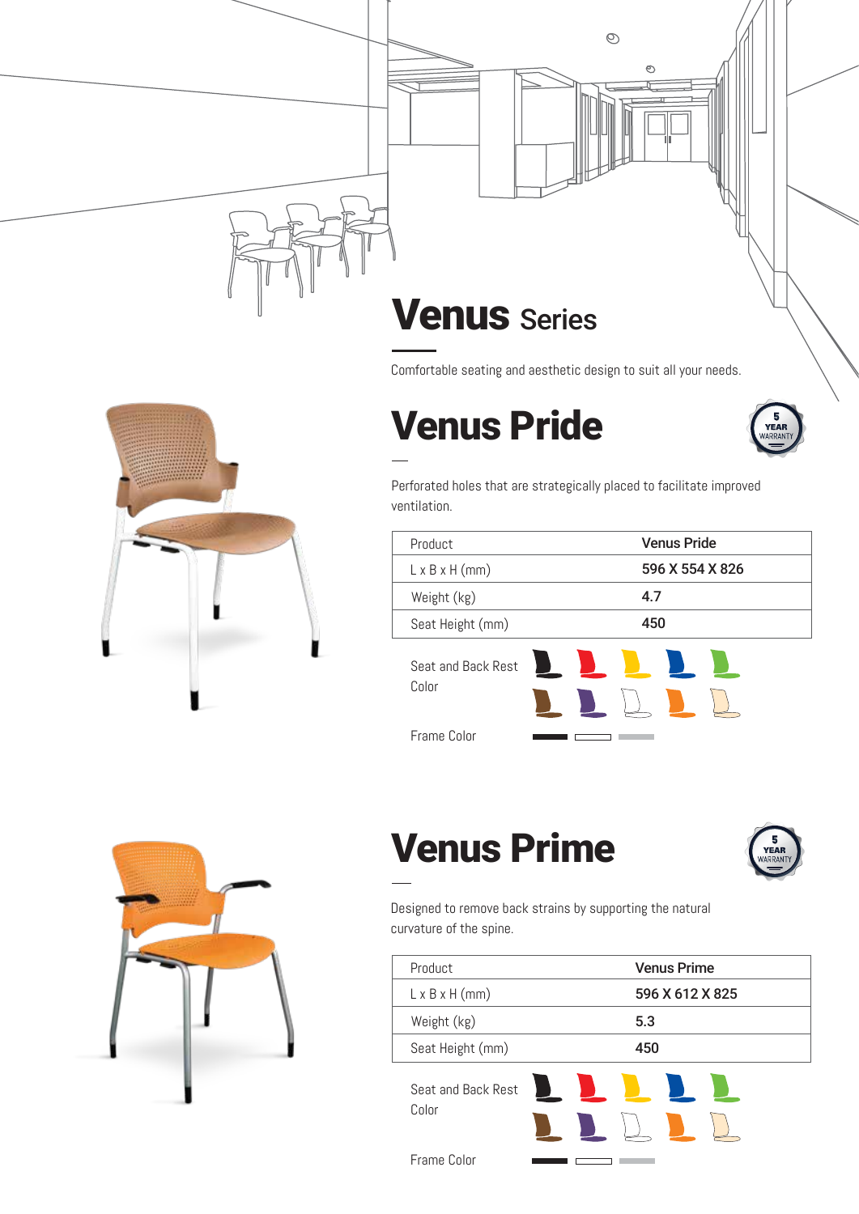# Venus Series

Comfortable seating and aesthetic design to suit all your needs.

## Venus Pride

5 YEAR WARRANTY

Perforated holes that are strategically placed to facilitate improved ventilation.

| Product | Venus Pride |
|---|---|
| L x B x H (mm) | 596 X 554 X 826 |
| Weight (kg) | 4.7 |
| Seat Height (mm) | 450 |

Seat and Back Rest Color

Frame Color

## Venus Prime

5 YEAR WARRANTY

Designed to remove back strains by supporting the natural curvature of the spine.

| Product | Venus Prime |
|---|---|
| L x B x H (mm) | 596 X 612 X 825 |
| Weight (kg) | 5.3 |
| Seat Height (mm) | 450 |

Seat and Back Rest Color

Frame Color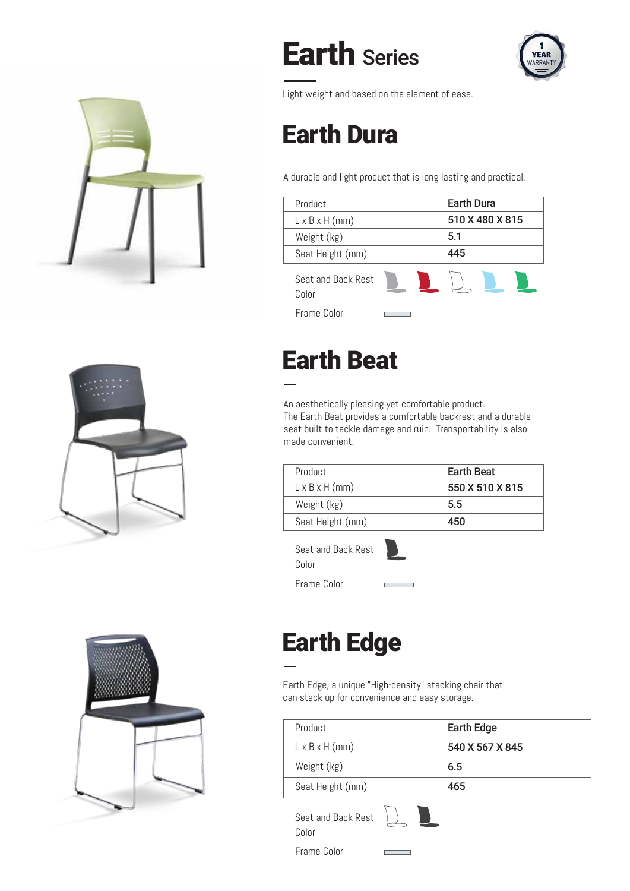# Earth Series

1 YEAR WARRANTY

Light weight and based on the element of ease.

## Earth Dura

A durable and light product that is long lasting and practical.

| Product | Earth Dura |
|---|---|
| L x B x H (mm) | 510 X 480 X 815 |
| Weight (kg) | 5.1 |
| Seat Height (mm) | 445 |

Seat and Back Rest Color

Frame Color

## Earth Beat

An aesthetically pleasing yet comfortable product.
The Earth Beat provides a comfortable backrest and a durable seat built to tackle damage and ruin. Transportability is also made convenient.

| Product | Earth Beat |
|---|---|
| L x B x H (mm) | 550 X 510 X 815 |
| Weight (kg) | 5.5 |
| Seat Height (mm) | 450 |

Seat and Back Rest Color

Frame Color

## Earth Edge

Earth Edge, a unique "High-density" stacking chair that can stack up for convenience and easy storage.

| Product | Earth Edge |
|---|---|
| L x B x H (mm) | 540 X 567 X 845 |
| Weight (kg) | 6.5 |
| Seat Height (mm) | 465 |

Seat and Back Rest Color

Frame Color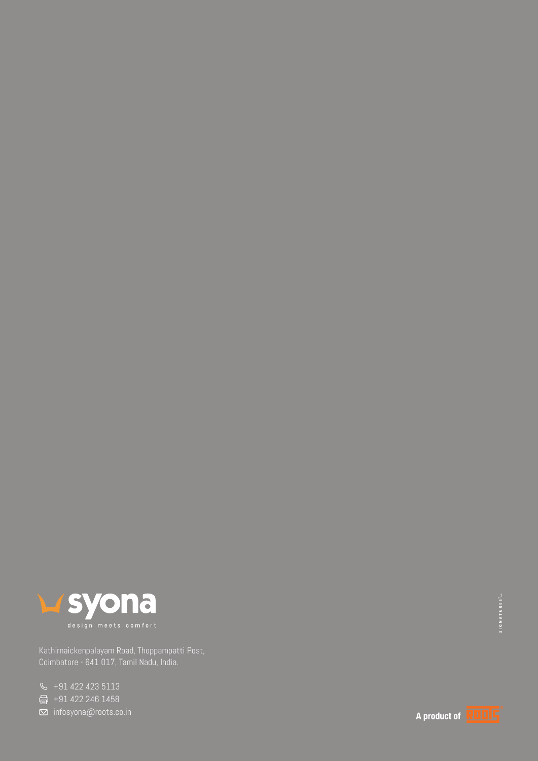syona

design meets comfort

Kathirnaickenpalayam Road, Thoppampatti Post,
Coimbatore - 641 017, Tamil Nadu, India.

+91 422 423 5113
+91 422 246 1458
infosyona@roots.co.in

A product of ROOTS